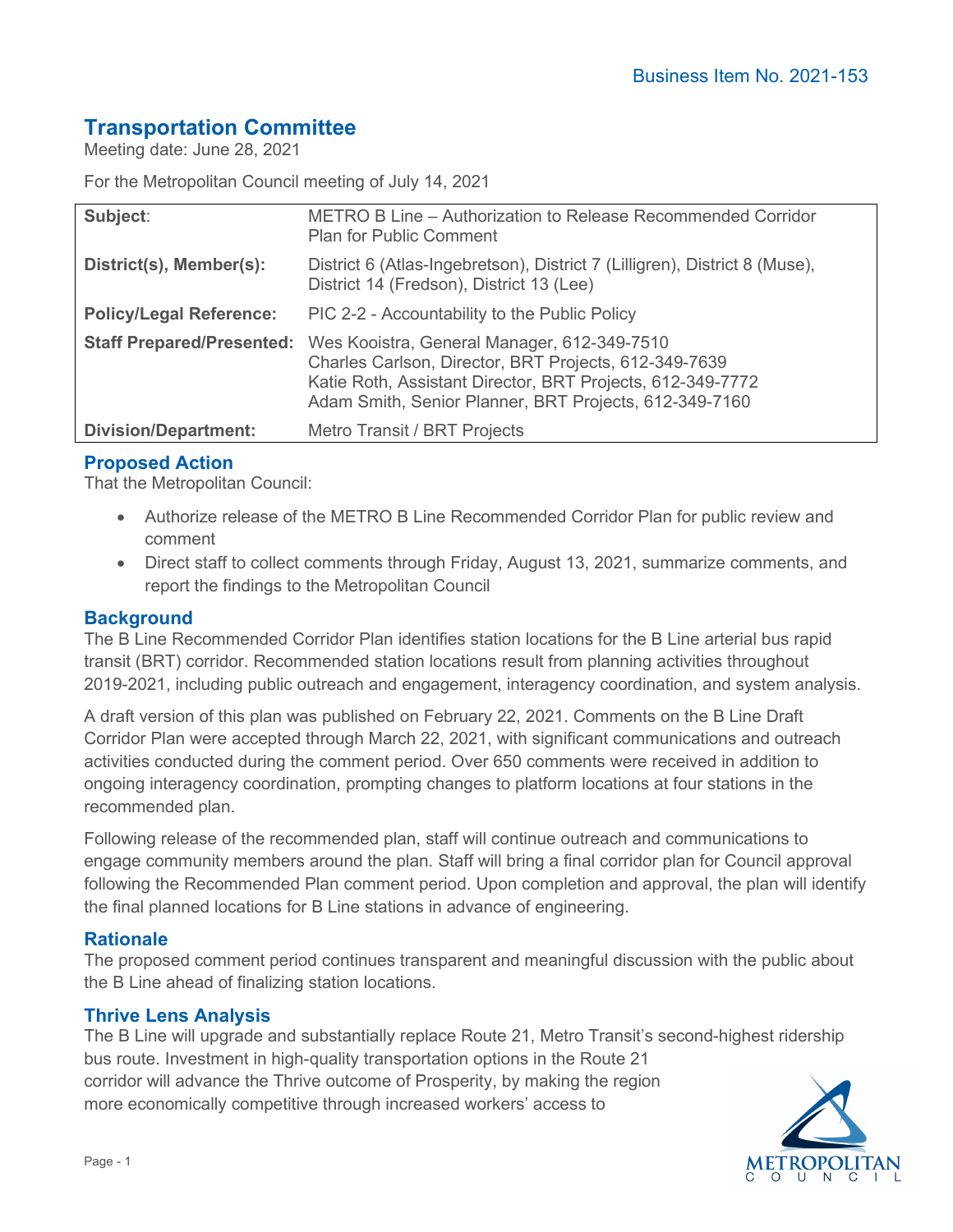Business Item No. 2021-153

# Transportation Committee

Meeting date: June 28, 2021

For the Metropolitan Council meeting of July 14, 2021

| | |
|---|---|
| **Subject**: | METRO B Line – Authorization to Release Recommended Corridor Plan for Public Comment |
| **District(s), Member(s):** | District 6 (Atlas-Ingebretson), District 7 (Lilligren), District 8 (Muse), District 14 (Fredson), District 13 (Lee) |
| **Policy/Legal Reference:** | PIC 2-2 - Accountability to the Public Policy |
| **Staff Prepared/Presented:** | Wes Kooistra, General Manager, 612-349-7510<br>Charles Carlson, Director, BRT Projects, 612-349-7639<br>Katie Roth, Assistant Director, BRT Projects, 612-349-7772<br>Adam Smith, Senior Planner, BRT Projects, 612-349-7160 |
| **Division/Department:** | Metro Transit / BRT Projects |

## Proposed Action

That the Metropolitan Council:

- Authorize release of the METRO B Line Recommended Corridor Plan for public review and comment
- Direct staff to collect comments through Friday, August 13, 2021, summarize comments, and report the findings to the Metropolitan Council

## Background

The B Line Recommended Corridor Plan identifies station locations for the B Line arterial bus rapid transit (BRT) corridor. Recommended station locations result from planning activities throughout 2019-2021, including public outreach and engagement, interagency coordination, and system analysis.

A draft version of this plan was published on February 22, 2021. Comments on the B Line Draft Corridor Plan were accepted through March 22, 2021, with significant communications and outreach activities conducted during the comment period. Over 650 comments were received in addition to ongoing interagency coordination, prompting changes to platform locations at four stations in the recommended plan.

Following release of the recommended plan, staff will continue outreach and communications to engage community members around the plan. Staff will bring a final corridor plan for Council approval following the Recommended Plan comment period. Upon completion and approval, the plan will identify the final planned locations for B Line stations in advance of engineering.

## Rationale

The proposed comment period continues transparent and meaningful discussion with the public about the B Line ahead of finalizing station locations.

## Thrive Lens Analysis

The B Line will upgrade and substantially replace Route 21, Metro Transit's second-highest ridership bus route. Investment in high-quality transportation options in the Route 21 corridor will advance the Thrive outcome of Prosperity, by making the region more economically competitive through increased workers' access to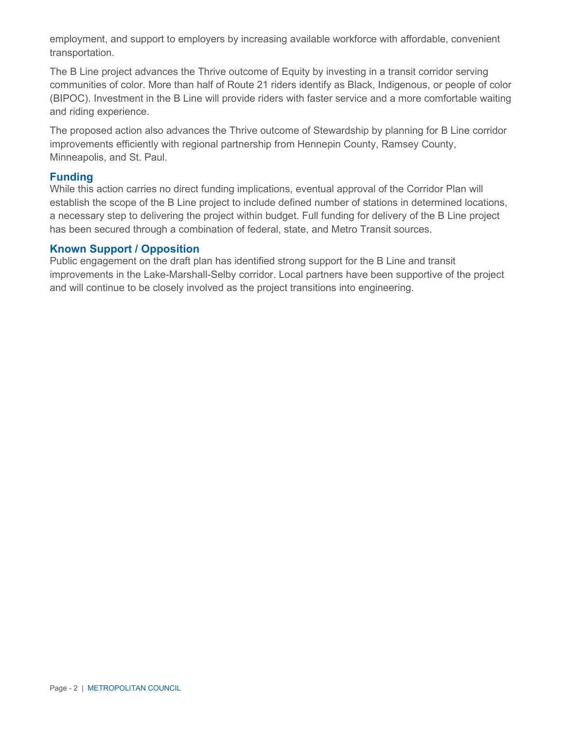employment, and support to employers by increasing available workforce with affordable, convenient transportation.

The B Line project advances the Thrive outcome of Equity by investing in a transit corridor serving communities of color. More than half of Route 21 riders identify as Black, Indigenous, or people of color (BIPOC). Investment in the B Line will provide riders with faster service and a more comfortable waiting and riding experience.

The proposed action also advances the Thrive outcome of Stewardship by planning for B Line corridor improvements efficiently with regional partnership from Hennepin County, Ramsey County, Minneapolis, and St. Paul.

## Funding

While this action carries no direct funding implications, eventual approval of the Corridor Plan will establish the scope of the B Line project to include defined number of stations in determined locations, a necessary step to delivering the project within budget. Full funding for delivery of the B Line project has been secured through a combination of federal, state, and Metro Transit sources.

## Known Support / Opposition

Public engagement on the draft plan has identified strong support for the B Line and transit improvements in the Lake-Marshall-Selby corridor. Local partners have been supportive of the project and will continue to be closely involved as the project transitions into engineering.